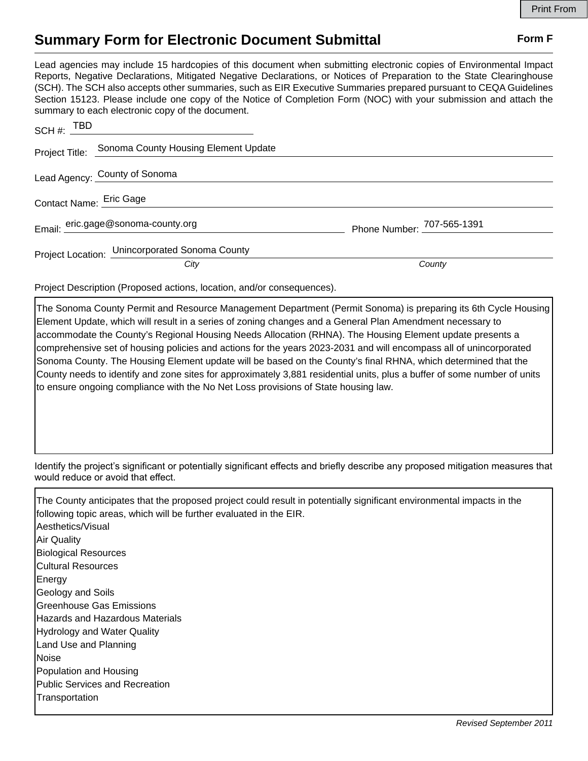# Summary Form for Electronic Document Submittal

**Form F**

Lead agencies may include 15 hardcopies of this document when submitting electronic copies of Environmental Impact Reports, Negative Declarations, Mitigated Negative Declarations, or Notices of Preparation to the State Clearinghouse (SCH). The SCH also accepts other summaries, such as EIR Executive Summaries prepared pursuant to CEQA Guidelines Section 15123. Please include one copy of the Notice of Completion Form (NOC) with your submission and attach the summary to each electronic copy of the document.

SCH #: TBD

Project Title: Sonoma County Housing Element Update

Lead Agency: County of Sonoma

Contact Name: Eric Gage

Email: eric.gage@sonoma-county.org

Phone Number: 707-565-1391

Project Location: Unincorporated Sonoma County

*City* *County*

Project Description (Proposed actions, location, and/or consequences).

The Sonoma County Permit and Resource Management Department (Permit Sonoma) is preparing its 6th Cycle Housing Element Update, which will result in a series of zoning changes and a General Plan Amendment necessary to accommodate the County's Regional Housing Needs Allocation (RHNA). The Housing Element update presents a comprehensive set of housing policies and actions for the years 2023-2031 and will encompass all of unincorporated Sonoma County. The Housing Element update will be based on the County's final RHNA, which determined that the County needs to identify and zone sites for approximately 3,881 residential units, plus a buffer of some number of units to ensure ongoing compliance with the No Net Loss provisions of State housing law.

Identify the project's significant or potentially significant effects and briefly describe any proposed mitigation measures that would reduce or avoid that effect.

The County anticipates that the proposed project could result in potentially significant environmental impacts in the following topic areas, which will be further evaluated in the EIR.

Aesthetics/Visual
Air Quality
Biological Resources
Cultural Resources
Energy
Geology and Soils
Greenhouse Gas Emissions
Hazards and Hazardous Materials
Hydrology and Water Quality
Land Use and Planning
Noise
Population and Housing
Public Services and Recreation
Transportation

*Revised September 2011*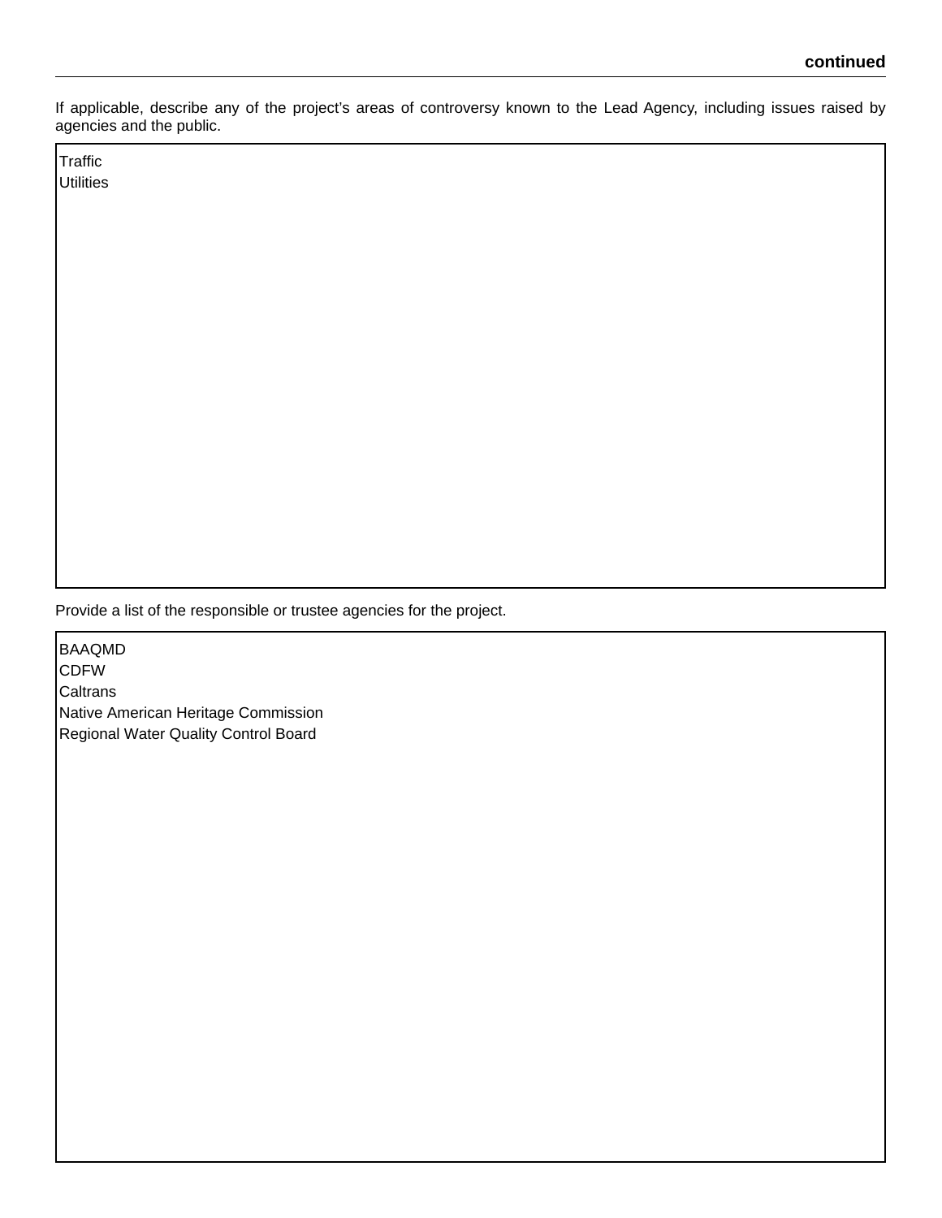**continued**

If applicable, describe any of the project's areas of controversy known to the Lead Agency, including issues raised by agencies and the public.

Traffic
Utilities

Provide a list of the responsible or trustee agencies for the project.

BAAQMD
CDFW
Caltrans
Native American Heritage Commission
Regional Water Quality Control Board